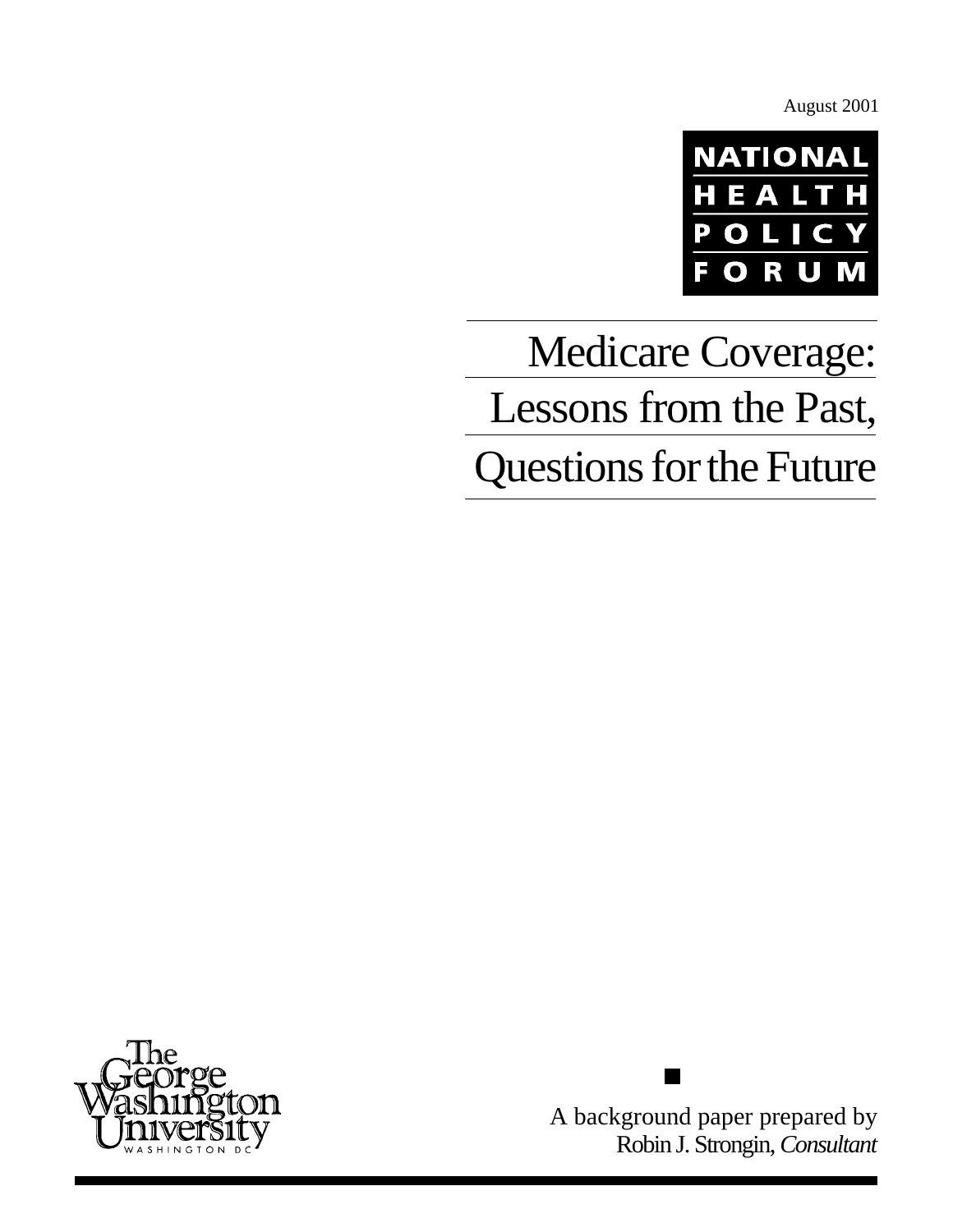August 2001

NATIONAL HEALTH POLICY FORUM

# Medicare Coverage: Lessons from the Past, Questions for the Future

The George Washington University WASHINGTON DC

A background paper prepared by
Robin J. Strongin, *Consultant*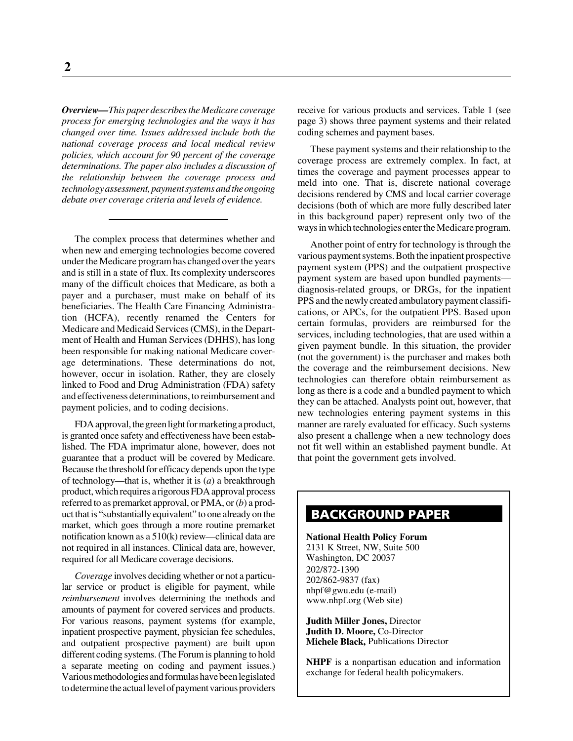***Overview****—This paper describes the Medicare coverage process for emerging technologies and the ways it has changed over time. Issues addressed include both the national coverage process and local medical review policies, which account for 90 percent of the coverage determinations. The paper also includes a discussion of the relationship between the coverage process and technology assessment, payment systems and the ongoing debate over coverage criteria and levels of evidence.*

---

The complex process that determines whether and when new and emerging technologies become covered under the Medicare program has changed over the years and is still in a state of flux. Its complexity underscores many of the difficult choices that Medicare, as both a payer and a purchaser, must make on behalf of its beneficiaries. The Health Care Financing Administration (HCFA), recently renamed the Centers for Medicare and Medicaid Services (CMS), in the Department of Health and Human Services (DHHS), has long been responsible for making national Medicare coverage determinations. These determinations do not, however, occur in isolation. Rather, they are closely linked to Food and Drug Administration (FDA) safety and effectiveness determinations, to reimbursement and payment policies, and to coding decisions.

FDA approval, the green light for marketing a product, is granted once safety and effectiveness have been established. The FDA imprimatur alone, however, does not guarantee that a product will be covered by Medicare. Because the threshold for efficacy depends upon the type of technology—that is, whether it is (*a*) a breakthrough product, which requires a rigorous FDA approval process referred to as premarket approval, or PMA, or (*b*) a product that is "substantially equivalent" to one already on the market, which goes through a more routine premarket notification known as a 510(k) review—clinical data are not required in all instances. Clinical data are, however, required for all Medicare coverage decisions.

*Coverage* involves deciding whether or not a particular service or product is eligible for payment, while *reimbursement* involves determining the methods and amounts of payment for covered services and products. For various reasons, payment systems (for example, inpatient prospective payment, physician fee schedules, and outpatient prospective payment) are built upon different coding systems. (The Forum is planning to hold a separate meeting on coding and payment issues.) Various methodologies and formulas have been legislated to determine the actual level of payment various providers receive for various products and services. Table 1 (see page 3) shows three payment systems and their related coding schemes and payment bases.

These payment systems and their relationship to the coverage process are extremely complex. In fact, at times the coverage and payment processes appear to meld into one. That is, discrete national coverage decisions rendered by CMS and local carrier coverage decisions (both of which are more fully described later in this background paper) represent only two of the ways in which technologies enter the Medicare program.

Another point of entry for technology is through the various payment systems. Both the inpatient prospective payment system (PPS) and the outpatient prospective payment system are based upon bundled payments—diagnosis-related groups, or DRGs, for the inpatient PPS and the newly created ambulatory payment classifications, or APCs, for the outpatient PPS. Based upon certain formulas, providers are reimbursed for the services, including technologies, that are used within a given payment bundle. In this situation, the provider (not the government) is the purchaser and makes both the coverage and the reimbursement decisions. New technologies can therefore obtain reimbursement as long as there is a code and a bundled payment to which they can be attached. Analysts point out, however, that new technologies entering payment systems in this manner are rarely evaluated for efficacy. Such systems also present a challenge when a new technology does not fit well within an established payment bundle. At that point the government gets involved.

## BACKGROUND PAPER

**National Health Policy Forum**
2131 K Street, NW, Suite 500
Washington, DC 20037
202/872-1390
202/862-9837 (fax)
nhpf@gwu.edu (e-mail)
www.nhpf.org (Web site)

**Judith Miller Jones,** Director
**Judith D. Moore,** Co-Director
**Michele Black,** Publications Director

**NHPF** is a nonpartisan education and information exchange for federal health policymakers.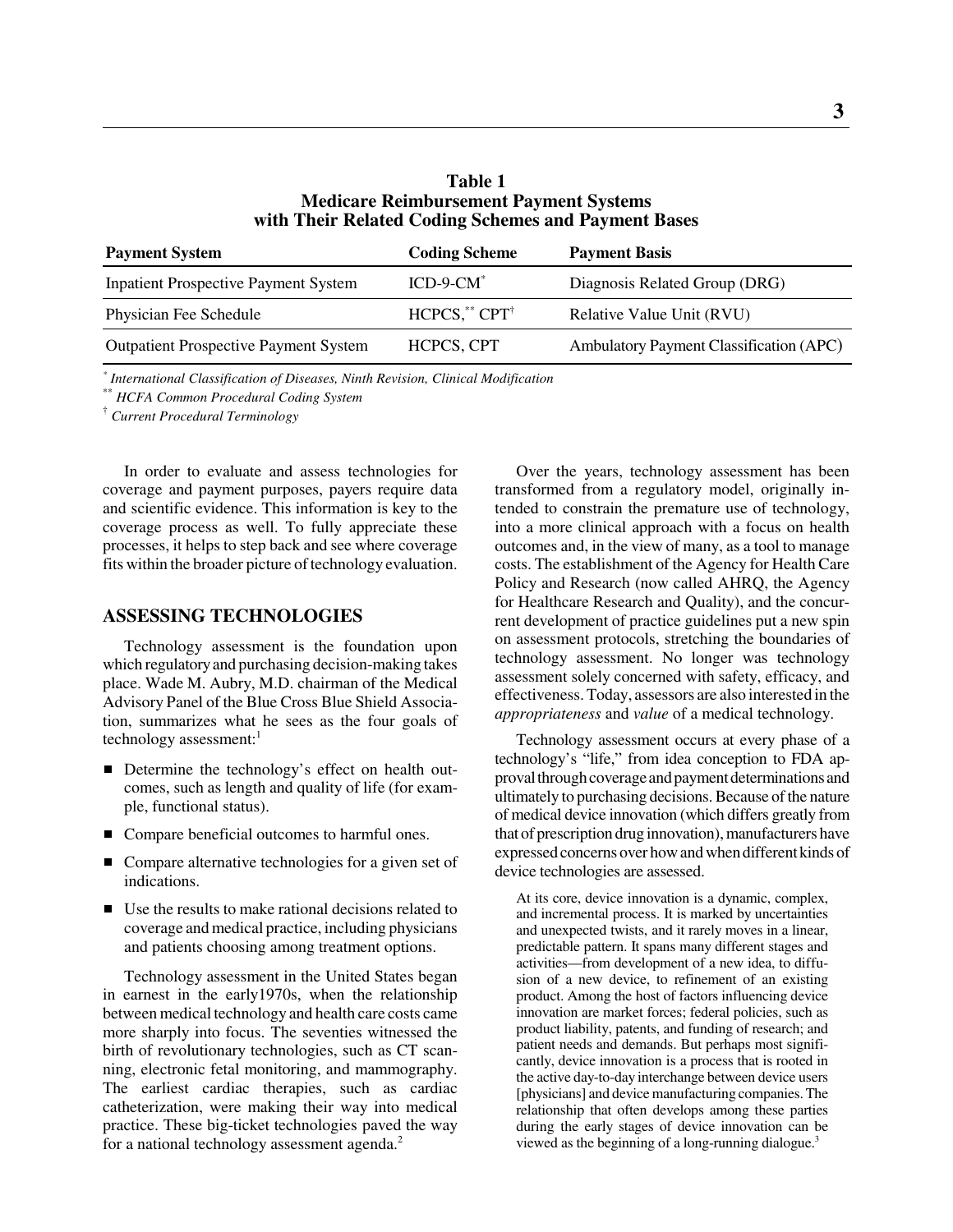**Table 1**
**Medicare Reimbursement Payment Systems with Their Related Coding Schemes and Payment Bases**

| Payment System | Coding Scheme | Payment Basis |
|---|---|---|
| Inpatient Prospective Payment System | ICD-9-CM* | Diagnosis Related Group (DRG) |
| Physician Fee Schedule | HCPCS,** CPT† | Relative Value Unit (RVU) |
| Outpatient Prospective Payment System | HCPCS, CPT | Ambulatory Payment Classification (APC) |

\* *International Classification of Diseases, Ninth Revision, Clinical Modification*

\*\* *HCFA Common Procedural Coding System*

† *Current Procedural Terminology*

In order to evaluate and assess technologies for coverage and payment purposes, payers require data and scientific evidence. This information is key to the coverage process as well. To fully appreciate these processes, it helps to step back and see where coverage fits within the broader picture of technology evaluation.

## ASSESSING TECHNOLOGIES

Technology assessment is the foundation upon which regulatory and purchasing decision-making takes place. Wade M. Aubry, M.D. chairman of the Medical Advisory Panel of the Blue Cross Blue Shield Association, summarizes what he sees as the four goals of technology assessment:[1]

- Determine the technology's effect on health outcomes, such as length and quality of life (for example, functional status).
- Compare beneficial outcomes to harmful ones.
- Compare alternative technologies for a given set of indications.
- Use the results to make rational decisions related to coverage and medical practice, including physicians and patients choosing among treatment options.

Technology assessment in the United States began in earnest in the early1970s, when the relationship between medical technology and health care costs came more sharply into focus. The seventies witnessed the birth of revolutionary technologies, such as CT scanning, electronic fetal monitoring, and mammography. The earliest cardiac therapies, such as cardiac catheterization, were making their way into medical practice. These big-ticket technologies paved the way for a national technology assessment agenda.[2]

Over the years, technology assessment has been transformed from a regulatory model, originally intended to constrain the premature use of technology, into a more clinical approach with a focus on health outcomes and, in the view of many, as a tool to manage costs. The establishment of the Agency for Health Care Policy and Research (now called AHRQ, the Agency for Healthcare Research and Quality), and the concurrent development of practice guidelines put a new spin on assessment protocols, stretching the boundaries of technology assessment. No longer was technology assessment solely concerned with safety, efficacy, and effectiveness. Today, assessors are also interested in the *appropriateness* and *value* of a medical technology.

Technology assessment occurs at every phase of a technology's "life," from idea conception to FDA approval through coverage and payment determinations and ultimately to purchasing decisions. Because of the nature of medical device innovation (which differs greatly from that of prescription drug innovation), manufacturers have expressed concerns over how and when different kinds of device technologies are assessed.

> At its core, device innovation is a dynamic, complex, and incremental process. It is marked by uncertainties and unexpected twists, and it rarely moves in a linear, predictable pattern. It spans many different stages and activities—from development of a new idea, to diffusion of a new device, to refinement of an existing product. Among the host of factors influencing device innovation are market forces; federal policies, such as product liability, patents, and funding of research; and patient needs and demands. But perhaps most significantly, device innovation is a process that is rooted in the active day-to-day interchange between device users [physicians] and device manufacturing companies. The relationship that often develops among these parties during the early stages of device innovation can be viewed as the beginning of a long-running dialogue.[3]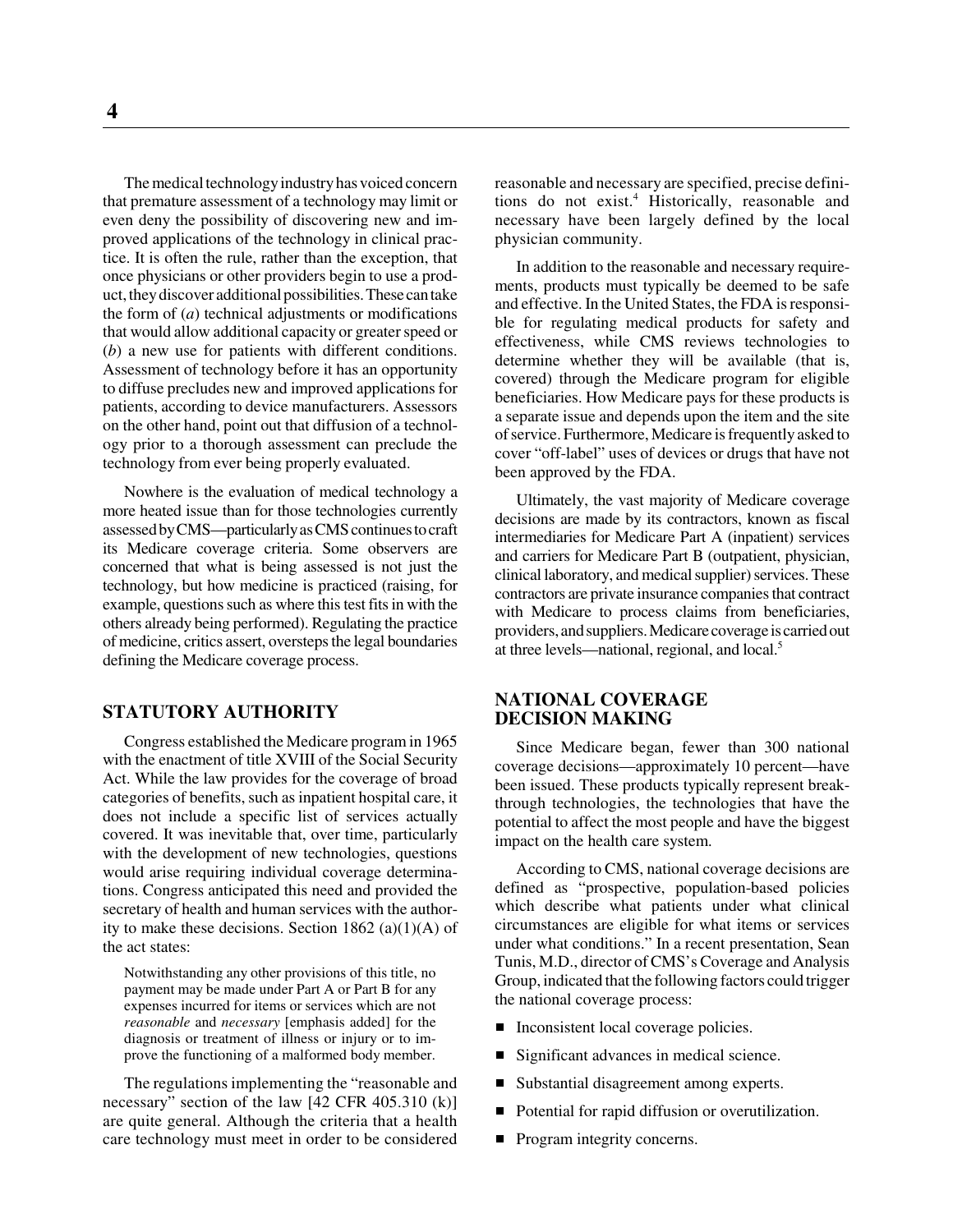The medical technology industry has voiced concern that premature assessment of a technology may limit or even deny the possibility of discovering new and improved applications of the technology in clinical practice. It is often the rule, rather than the exception, that once physicians or other providers begin to use a product, they discover additional possibilities. These can take the form of (*a*) technical adjustments or modifications that would allow additional capacity or greater speed or (*b*) a new use for patients with different conditions. Assessment of technology before it has an opportunity to diffuse precludes new and improved applications for patients, according to device manufacturers. Assessors on the other hand, point out that diffusion of a technology prior to a thorough assessment can preclude the technology from ever being properly evaluated.

Nowhere is the evaluation of medical technology a more heated issue than for those technologies currently assessed by CMS—particularly as CMS continues to craft its Medicare coverage criteria. Some observers are concerned that what is being assessed is not just the technology, but how medicine is practiced (raising, for example, questions such as where this test fits in with the others already being performed). Regulating the practice of medicine, critics assert, oversteps the legal boundaries defining the Medicare coverage process.

## STATUTORY AUTHORITY

Congress established the Medicare program in 1965 with the enactment of title XVIII of the Social Security Act. While the law provides for the coverage of broad categories of benefits, such as inpatient hospital care, it does not include a specific list of services actually covered. It was inevitable that, over time, particularly with the development of new technologies, questions would arise requiring individual coverage determinations. Congress anticipated this need and provided the secretary of health and human services with the authority to make these decisions. Section 1862 (a)(1)(A) of the act states:

> Notwithstanding any other provisions of this title, no payment may be made under Part A or Part B for any expenses incurred for items or services which are not *reasonable* and *necessary* [emphasis added] for the diagnosis or treatment of illness or injury or to improve the functioning of a malformed body member.

The regulations implementing the "reasonable and necessary" section of the law [42 CFR 405.310 (k)] are quite general. Although the criteria that a health care technology must meet in order to be considered reasonable and necessary are specified, precise definitions do not exist.[4] Historically, reasonable and necessary have been largely defined by the local physician community.

In addition to the reasonable and necessary requirements, products must typically be deemed to be safe and effective. In the United States, the FDA is responsible for regulating medical products for safety and effectiveness, while CMS reviews technologies to determine whether they will be available (that is, covered) through the Medicare program for eligible beneficiaries. How Medicare pays for these products is a separate issue and depends upon the item and the site of service. Furthermore, Medicare is frequently asked to cover "off-label" uses of devices or drugs that have not been approved by the FDA.

Ultimately, the vast majority of Medicare coverage decisions are made by its contractors, known as fiscal intermediaries for Medicare Part A (inpatient) services and carriers for Medicare Part B (outpatient, physician, clinical laboratory, and medical supplier) services. These contractors are private insurance companies that contract with Medicare to process claims from beneficiaries, providers, and suppliers. Medicare coverage is carried out at three levels—national, regional, and local.[5]

## NATIONAL COVERAGE DECISION MAKING

Since Medicare began, fewer than 300 national coverage decisions—approximately 10 percent—have been issued. These products typically represent breakthrough technologies, the technologies that have the potential to affect the most people and have the biggest impact on the health care system.

According to CMS, national coverage decisions are defined as "prospective, population-based policies which describe what patients under what clinical circumstances are eligible for what items or services under what conditions." In a recent presentation, Sean Tunis, M.D., director of CMS's Coverage and Analysis Group, indicated that the following factors could trigger the national coverage process:

- Inconsistent local coverage policies.
- Significant advances in medical science.
- Substantial disagreement among experts.
- Potential for rapid diffusion or overutilization.
- Program integrity concerns.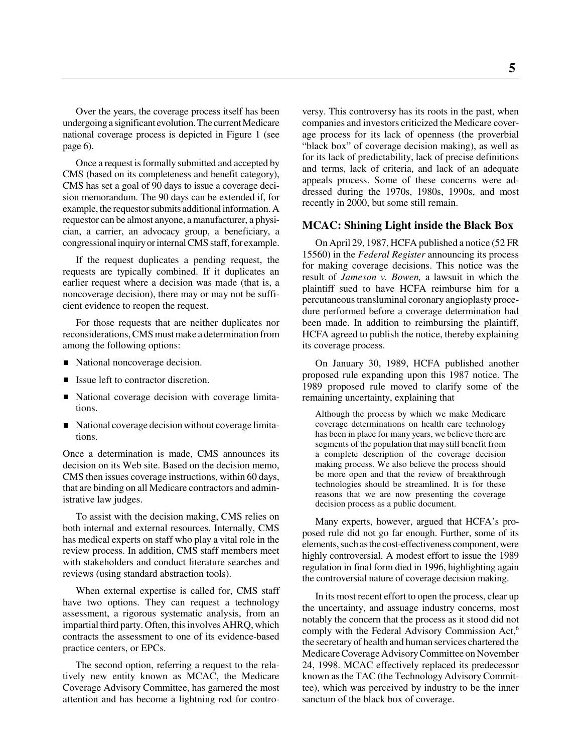Over the years, the coverage process itself has been undergoing a significant evolution. The current Medicare national coverage process is depicted in Figure 1 (see page 6).

Once a request is formally submitted and accepted by CMS (based on its completeness and benefit category), CMS has set a goal of 90 days to issue a coverage decision memorandum. The 90 days can be extended if, for example, the requestor submits additional information. A requestor can be almost anyone, a manufacturer, a physician, a carrier, an advocacy group, a beneficiary, a congressional inquiry or internal CMS staff, for example.

If the request duplicates a pending request, the requests are typically combined. If it duplicates an earlier request where a decision was made (that is, a noncoverage decision), there may or may not be sufficient evidence to reopen the request.

For those requests that are neither duplicates nor reconsiderations, CMS must make a determination from among the following options:

- National noncoverage decision.
- Issue left to contractor discretion.
- National coverage decision with coverage limitations.
- National coverage decision without coverage limitations.

Once a determination is made, CMS announces its decision on its Web site. Based on the decision memo, CMS then issues coverage instructions, within 60 days, that are binding on all Medicare contractors and administrative law judges.

To assist with the decision making, CMS relies on both internal and external resources. Internally, CMS has medical experts on staff who play a vital role in the review process. In addition, CMS staff members meet with stakeholders and conduct literature searches and reviews (using standard abstraction tools).

When external expertise is called for, CMS staff have two options. They can request a technology assessment, a rigorous systematic analysis, from an impartial third party. Often, this involves AHRQ, which contracts the assessment to one of its evidence-based practice centers, or EPCs.

The second option, referring a request to the relatively new entity known as MCAC, the Medicare Coverage Advisory Committee, has garnered the most attention and has become a lightning rod for controversy. This controversy has its roots in the past, when companies and investors criticized the Medicare coverage process for its lack of openness (the proverbial "black box" of coverage decision making), as well as for its lack of predictability, lack of precise definitions and terms, lack of criteria, and lack of an adequate appeals process. Some of these concerns were addressed during the 1970s, 1980s, 1990s, and most recently in 2000, but some still remain.

### MCAC: Shining Light inside the Black Box

On April 29, 1987, HCFA published a notice (52 FR 15560) in the *Federal Register* announcing its process for making coverage decisions. This notice was the result of *Jameson v. Bowen,* a lawsuit in which the plaintiff sued to have HCFA reimburse him for a percutaneous transluminal coronary angioplasty procedure performed before a coverage determination had been made. In addition to reimbursing the plaintiff, HCFA agreed to publish the notice, thereby explaining its coverage process.

On January 30, 1989, HCFA published another proposed rule expanding upon this 1987 notice. The 1989 proposed rule moved to clarify some of the remaining uncertainty, explaining that

> Although the process by which we make Medicare coverage determinations on health care technology has been in place for many years, we believe there are segments of the population that may still benefit from a complete description of the coverage decision making process. We also believe the process should be more open and that the review of breakthrough technologies should be streamlined. It is for these reasons that we are now presenting the coverage decision process as a public document.

Many experts, however, argued that HCFA's proposed rule did not go far enough. Further, some of its elements, such as the cost-effectiveness component, were highly controversial. A modest effort to issue the 1989 regulation in final form died in 1996, highlighting again the controversial nature of coverage decision making.

In its most recent effort to open the process, clear up the uncertainty, and assuage industry concerns, most notably the concern that the process as it stood did not comply with the Federal Advisory Commission Act,[6] the secretary of health and human services chartered the Medicare Coverage Advisory Committee on November 24, 1998. MCAC effectively replaced its predecessor known as the TAC (the Technology Advisory Committee), which was perceived by industry to be the inner sanctum of the black box of coverage.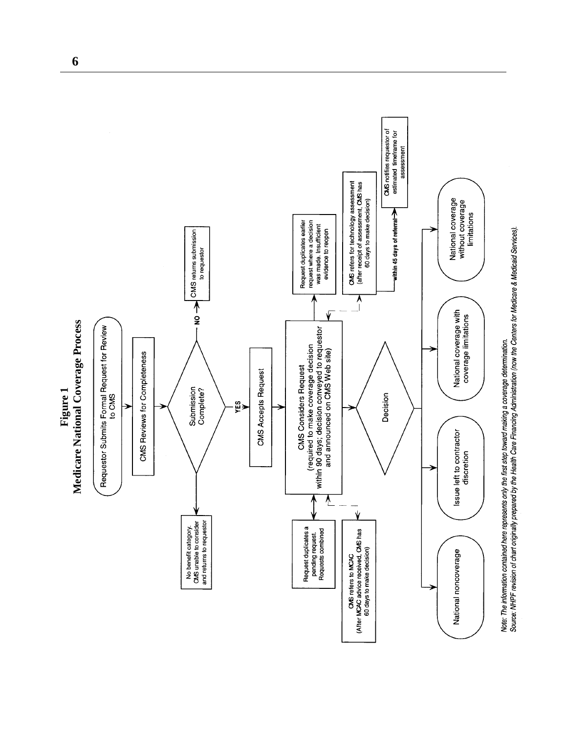**Figure 1**
**Medicare National Coverage Process**

Requestor Submits Formal Request for Review to CMS

CMS Reviews for Completeness

Submission Complete?

NO → CMS returns submission to requestor

No benefit category. CMS unable to consider and returns to requestor

YES → CMS Accepts Request

CMS Considers Request (required to make coverage decision within 90 days; decision conveyed to requestor and announced on CMS Web site)

Request duplicates a pending request. Requests combined

CMS refers to MCAC (After MCAC advice received, CMS has 60 days to make decision)

Request duplicates earlier request where a decision was made. Insufficient evidence to reopen

CMS refers for technology assessment (after receipt of assessment, CMS has 60 days to make decision)

within 45 days of referral → CMS notifies requestor of estimated timeframe for assessment

Decision

- National noncoverage
- Issue left to contractor discretion
- National coverage with coverage limitations
- National coverage without coverage limitations

*Note: The information contained here represents only the first step toward making a coverage determination.*
*Source: NHPF revision of chart originally prepared by the Health Care Financing Administration (now the Centers for Medicare & Medicaid Services).*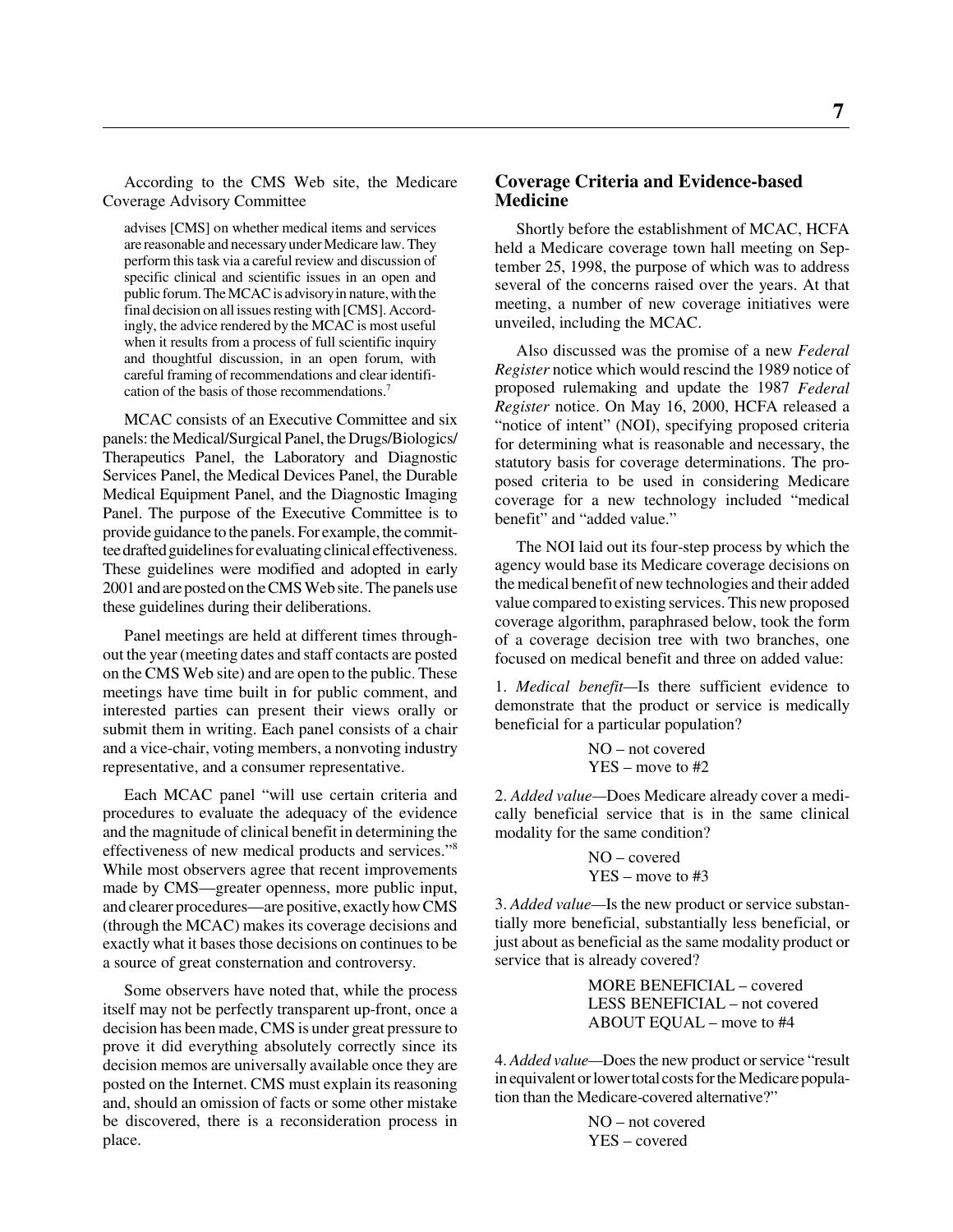According to the CMS Web site, the Medicare Coverage Advisory Committee

> advises [CMS] on whether medical items and services are reasonable and necessary under Medicare law. They perform this task via a careful review and discussion of specific clinical and scientific issues in an open and public forum. The MCAC is advisory in nature, with the final decision on all issues resting with [CMS]. Accordingly, the advice rendered by the MCAC is most useful when it results from a process of full scientific inquiry and thoughtful discussion, in an open forum, with careful framing of recommendations and clear identification of the basis of those recommendations.[7]

MCAC consists of an Executive Committee and six panels: the Medical/Surgical Panel, the Drugs/Biologics/Therapeutics Panel, the Laboratory and Diagnostic Services Panel, the Medical Devices Panel, the Durable Medical Equipment Panel, and the Diagnostic Imaging Panel. The purpose of the Executive Committee is to provide guidance to the panels. For example, the committee drafted guidelines for evaluating clinical effectiveness. These guidelines were modified and adopted in early 2001 and are posted on the CMS Web site. The panels use these guidelines during their deliberations.

Panel meetings are held at different times throughout the year (meeting dates and staff contacts are posted on the CMS Web site) and are open to the public. These meetings have time built in for public comment, and interested parties can present their views orally or submit them in writing. Each panel consists of a chair and a vice-chair, voting members, a nonvoting industry representative, and a consumer representative.

Each MCAC panel "will use certain criteria and procedures to evaluate the adequacy of the evidence and the magnitude of clinical benefit in determining the effectiveness of new medical products and services."[8] While most observers agree that recent improvements made by CMS—greater openness, more public input, and clearer procedures—are positive, exactly how CMS (through the MCAC) makes its coverage decisions and exactly what it bases those decisions on continues to be a source of great consternation and controversy.

Some observers have noted that, while the process itself may not be perfectly transparent up-front, once a decision has been made, CMS is under great pressure to prove it did everything absolutely correctly since its decision memos are universally available once they are posted on the Internet. CMS must explain its reasoning and, should an omission of facts or some other mistake be discovered, there is a reconsideration process in place.

## Coverage Criteria and Evidence-based Medicine

Shortly before the establishment of MCAC, HCFA held a Medicare coverage town hall meeting on September 25, 1998, the purpose of which was to address several of the concerns raised over the years. At that meeting, a number of new coverage initiatives were unveiled, including the MCAC.

Also discussed was the promise of a new *Federal Register* notice which would rescind the 1989 notice of proposed rulemaking and update the 1987 *Federal Register* notice. On May 16, 2000, HCFA released a "notice of intent" (NOI), specifying proposed criteria for determining what is reasonable and necessary, the statutory basis for coverage determinations. The proposed criteria to be used in considering Medicare coverage for a new technology included "medical benefit" and "added value."

The NOI laid out its four-step process by which the agency would base its Medicare coverage decisions on the medical benefit of new technologies and their added value compared to existing services. This new proposed coverage algorithm, paraphrased below, took the form of a coverage decision tree with two branches, one focused on medical benefit and three on added value:

1. *Medical benefit*—Is there sufficient evidence to demonstrate that the product or service is medically beneficial for a particular population?

   NO – not covered
   YES – move to #2

2. *Added value*—Does Medicare already cover a medically beneficial service that is in the same clinical modality for the same condition?

   NO – covered
   YES – move to #3

3. *Added value*—Is the new product or service substantially more beneficial, substantially less beneficial, or just about as beneficial as the same modality product or service that is already covered?

   MORE BENEFICIAL – covered
   LESS BENEFICIAL – not covered
   ABOUT EQUAL – move to #4

4. *Added value*—Does the new product or service "result in equivalent or lower total costs for the Medicare population than the Medicare-covered alternative?"

   NO – not covered
   YES – covered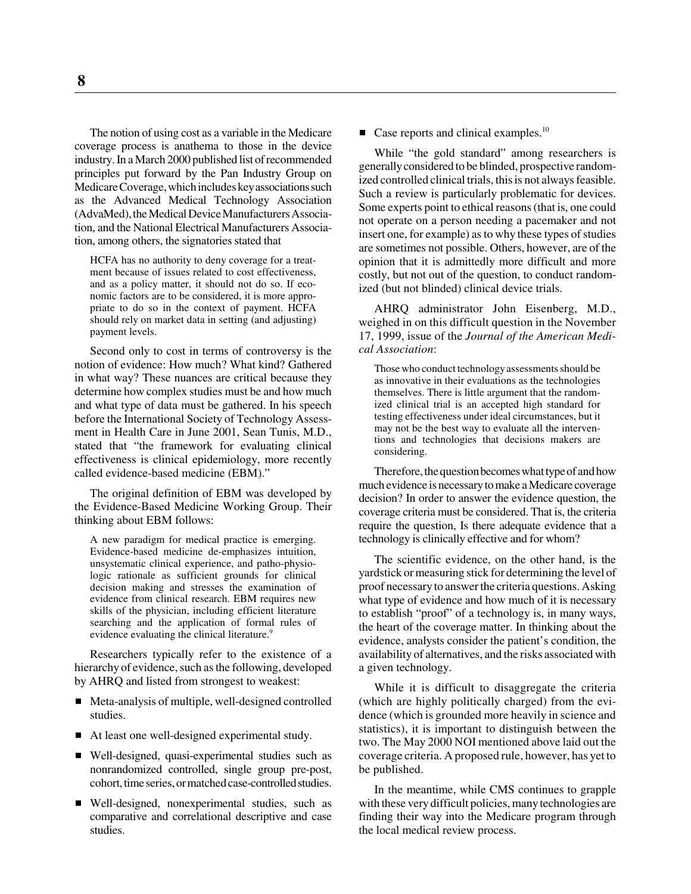The notion of using cost as a variable in the Medicare coverage process is anathema to those in the device industry. In a March 2000 published list of recommended principles put forward by the Pan Industry Group on Medicare Coverage, which includes key associations such as the Advanced Medical Technology Association (AdvaMed), the Medical Device Manufacturers Association, and the National Electrical Manufacturers Association, among others, the signatories stated that

> HCFA has no authority to deny coverage for a treatment because of issues related to cost effectiveness, and as a policy matter, it should not do so. If economic factors are to be considered, it is more appropriate to do so in the context of payment. HCFA should rely on market data in setting (and adjusting) payment levels.

Second only to cost in terms of controversy is the notion of evidence: How much? What kind? Gathered in what way? These nuances are critical because they determine how complex studies must be and how much and what type of data must be gathered. In his speech before the International Society of Technology Assessment in Health Care in June 2001, Sean Tunis, M.D., stated that "the framework for evaluating clinical effectiveness is clinical epidemiology, more recently called evidence-based medicine (EBM)."

The original definition of EBM was developed by the Evidence-Based Medicine Working Group. Their thinking about EBM follows:

> A new paradigm for medical practice is emerging. Evidence-based medicine de-emphasizes intuition, unsystematic clinical experience, and patho-physiologic rationale as sufficient grounds for clinical decision making and stresses the examination of evidence from clinical research. EBM requires new skills of the physician, including efficient literature searching and the application of formal rules of evidence evaluating the clinical literature.[9]

Researchers typically refer to the existence of a hierarchy of evidence, such as the following, developed by AHRQ and listed from strongest to weakest:

- Meta-analysis of multiple, well-designed controlled studies.
- At least one well-designed experimental study.
- Well-designed, quasi-experimental studies such as nonrandomized controlled, single group pre-post, cohort, time series, or matched case-controlled studies.
- Well-designed, nonexperimental studies, such as comparative and correlational descriptive and case studies.
- Case reports and clinical examples.[10]

While "the gold standard" among researchers is generally considered to be blinded, prospective randomized controlled clinical trials, this is not always feasible. Such a review is particularly problematic for devices. Some experts point to ethical reasons (that is, one could not operate on a person needing a pacemaker and not insert one, for example) as to why these types of studies are sometimes not possible. Others, however, are of the opinion that it is admittedly more difficult and more costly, but not out of the question, to conduct randomized (but not blinded) clinical device trials.

AHRQ administrator John Eisenberg, M.D., weighed in on this difficult question in the November 17, 1999, issue of the *Journal of the American Medical Association*:

> Those who conduct technology assessments should be as innovative in their evaluations as the technologies themselves. There is little argument that the randomized clinical trial is an accepted high standard for testing effectiveness under ideal circumstances, but it may not be the best way to evaluate all the interventions and technologies that decisions makers are considering.

Therefore, the question becomes what type of and how much evidence is necessary to make a Medicare coverage decision? In order to answer the evidence question, the coverage criteria must be considered. That is, the criteria require the question, Is there adequate evidence that a technology is clinically effective and for whom?

The scientific evidence, on the other hand, is the yardstick or measuring stick for determining the level of proof necessary to answer the criteria questions. Asking what type of evidence and how much of it is necessary to establish "proof" of a technology is, in many ways, the heart of the coverage matter. In thinking about the evidence, analysts consider the patient's condition, the availability of alternatives, and the risks associated with a given technology.

While it is difficult to disaggregate the criteria (which are highly politically charged) from the evidence (which is grounded more heavily in science and statistics), it is important to distinguish between the two. The May 2000 NOI mentioned above laid out the coverage criteria. A proposed rule, however, has yet to be published.

In the meantime, while CMS continues to grapple with these very difficult policies, many technologies are finding their way into the Medicare program through the local medical review process.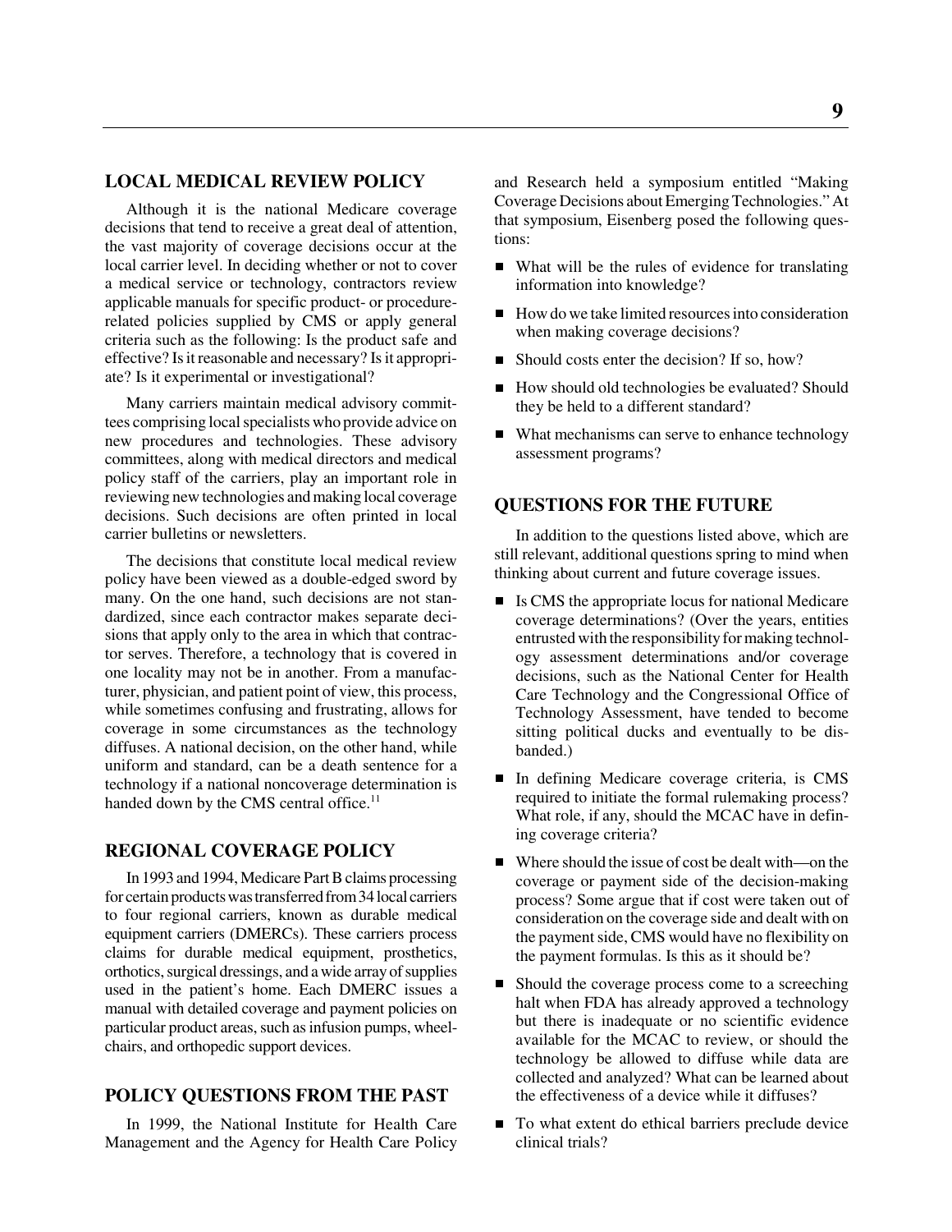## LOCAL MEDICAL REVIEW POLICY

Although it is the national Medicare coverage decisions that tend to receive a great deal of attention, the vast majority of coverage decisions occur at the local carrier level. In deciding whether or not to cover a medical service or technology, contractors review applicable manuals for specific product- or procedure-related policies supplied by CMS or apply general criteria such as the following: Is the product safe and effective? Is it reasonable and necessary? Is it appropriate? Is it experimental or investigational?

Many carriers maintain medical advisory committees comprising local specialists who provide advice on new procedures and technologies. These advisory committees, along with medical directors and medical policy staff of the carriers, play an important role in reviewing new technologies and making local coverage decisions. Such decisions are often printed in local carrier bulletins or newsletters.

The decisions that constitute local medical review policy have been viewed as a double-edged sword by many. On the one hand, such decisions are not standardized, since each contractor makes separate decisions that apply only to the area in which that contractor serves. Therefore, a technology that is covered in one locality may not be in another. From a manufacturer, physician, and patient point of view, this process, while sometimes confusing and frustrating, allows for coverage in some circumstances as the technology diffuses. A national decision, on the other hand, while uniform and standard, can be a death sentence for a technology if a national noncoverage determination is handed down by the CMS central office.[11]

## REGIONAL COVERAGE POLICY

In 1993 and 1994, Medicare Part B claims processing for certain products was transferred from 34 local carriers to four regional carriers, known as durable medical equipment carriers (DMERCs). These carriers process claims for durable medical equipment, prosthetics, orthotics, surgical dressings, and a wide array of supplies used in the patient's home. Each DMERC issues a manual with detailed coverage and payment policies on particular product areas, such as infusion pumps, wheelchairs, and orthopedic support devices.

## POLICY QUESTIONS FROM THE PAST

In 1999, the National Institute for Health Care Management and the Agency for Health Care Policy and Research held a symposium entitled "Making Coverage Decisions about Emerging Technologies." At that symposium, Eisenberg posed the following questions:

- What will be the rules of evidence for translating information into knowledge?
- How do we take limited resources into consideration when making coverage decisions?
- Should costs enter the decision? If so, how?
- How should old technologies be evaluated? Should they be held to a different standard?
- What mechanisms can serve to enhance technology assessment programs?

## QUESTIONS FOR THE FUTURE

In addition to the questions listed above, which are still relevant, additional questions spring to mind when thinking about current and future coverage issues.

- Is CMS the appropriate locus for national Medicare coverage determinations? (Over the years, entities entrusted with the responsibility for making technology assessment determinations and/or coverage decisions, such as the National Center for Health Care Technology and the Congressional Office of Technology Assessment, have tended to become sitting political ducks and eventually to be disbanded.)
- In defining Medicare coverage criteria, is CMS required to initiate the formal rulemaking process? What role, if any, should the MCAC have in defining coverage criteria?
- Where should the issue of cost be dealt with—on the coverage or payment side of the decision-making process? Some argue that if cost were taken out of consideration on the coverage side and dealt with on the payment side, CMS would have no flexibility on the payment formulas. Is this as it should be?
- Should the coverage process come to a screeching halt when FDA has already approved a technology but there is inadequate or no scientific evidence available for the MCAC to review, or should the technology be allowed to diffuse while data are collected and analyzed? What can be learned about the effectiveness of a device while it diffuses?
- To what extent do ethical barriers preclude device clinical trials?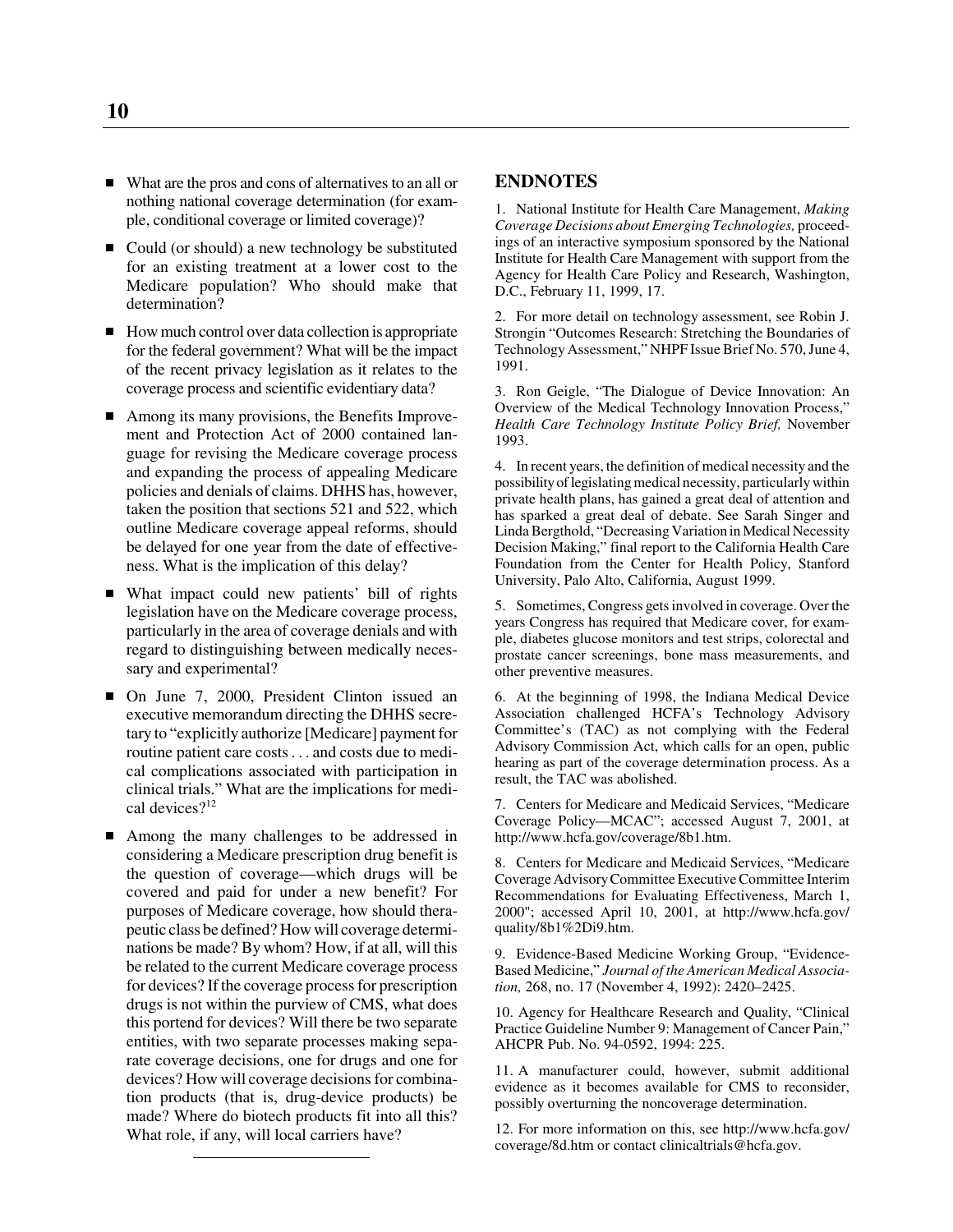- What are the pros and cons of alternatives to an all or nothing national coverage determination (for example, conditional coverage or limited coverage)?
- Could (or should) a new technology be substituted for an existing treatment at a lower cost to the Medicare population? Who should make that determination?
- How much control over data collection is appropriate for the federal government? What will be the impact of the recent privacy legislation as it relates to the coverage process and scientific evidentiary data?
- Among its many provisions, the Benefits Improvement and Protection Act of 2000 contained language for revising the Medicare coverage process and expanding the process of appealing Medicare policies and denials of claims. DHHS has, however, taken the position that sections 521 and 522, which outline Medicare coverage appeal reforms, should be delayed for one year from the date of effectiveness. What is the implication of this delay?
- What impact could new patients' bill of rights legislation have on the Medicare coverage process, particularly in the area of coverage denials and with regard to distinguishing between medically necessary and experimental?
- On June 7, 2000, President Clinton issued an executive memorandum directing the DHHS secretary to "explicitly authorize [Medicare] payment for routine patient care costs . . . and costs due to medical complications associated with participation in clinical trials." What are the implications for medical devices?[12]
- Among the many challenges to be addressed in considering a Medicare prescription drug benefit is the question of coverage—which drugs will be covered and paid for under a new benefit? For purposes of Medicare coverage, how should therapeutic class be defined? How will coverage determinations be made? By whom? How, if at all, will this be related to the current Medicare coverage process for devices? If the coverage process for prescription drugs is not within the purview of CMS, what does this portend for devices? Will there be two separate entities, with two separate processes making separate coverage decisions, one for drugs and one for devices? How will coverage decisions for combination products (that is, drug-device products) be made? Where do biotech products fit into all this? What role, if any, will local carriers have?

## ENDNOTES

1. National Institute for Health Care Management, *Making Coverage Decisions about Emerging Technologies,* proceedings of an interactive symposium sponsored by the National Institute for Health Care Management with support from the Agency for Health Care Policy and Research, Washington, D.C., February 11, 1999, 17.

2. For more detail on technology assessment, see Robin J. Strongin "Outcomes Research: Stretching the Boundaries of Technology Assessment," NHPF Issue Brief No. 570, June 4, 1991.

3. Ron Geigle, "The Dialogue of Device Innovation: An Overview of the Medical Technology Innovation Process," *Health Care Technology Institute Policy Brief,* November 1993.

4. In recent years, the definition of medical necessity and the possibility of legislating medical necessity, particularly within private health plans, has gained a great deal of attention and has sparked a great deal of debate. See Sarah Singer and Linda Bergthold, "Decreasing Variation in Medical Necessity Decision Making," final report to the California Health Care Foundation from the Center for Health Policy, Stanford University, Palo Alto, California, August 1999.

5. Sometimes, Congress gets involved in coverage. Over the years Congress has required that Medicare cover, for example, diabetes glucose monitors and test strips, colorectal and prostate cancer screenings, bone mass measurements, and other preventive measures.

6. At the beginning of 1998, the Indiana Medical Device Association challenged HCFA's Technology Advisory Committee's (TAC) as not complying with the Federal Advisory Commission Act, which calls for an open, public hearing as part of the coverage determination process. As a result, the TAC was abolished.

7. Centers for Medicare and Medicaid Services, "Medicare Coverage Policy—MCAC"; accessed August 7, 2001, at http://www.hcfa.gov/coverage/8b1.htm.

8. Centers for Medicare and Medicaid Services, "Medicare Coverage Advisory Committee Executive Committee Interim Recommendations for Evaluating Effectiveness, March 1, 2000"; accessed April 10, 2001, at http://www.hcfa.gov/quality/8b1%2Di9.htm.

9. Evidence-Based Medicine Working Group, "Evidence-Based Medicine," *Journal of the American Medical Association,* 268, no. 17 (November 4, 1992): 2420–2425.

10. Agency for Healthcare Research and Quality, "Clinical Practice Guideline Number 9: Management of Cancer Pain," AHCPR Pub. No. 94-0592, 1994: 225.

11. A manufacturer could, however, submit additional evidence as it becomes available for CMS to reconsider, possibly overturning the noncoverage determination.

12. For more information on this, see http://www.hcfa.gov/coverage/8d.htm or contact clinicaltrials@hcfa.gov.